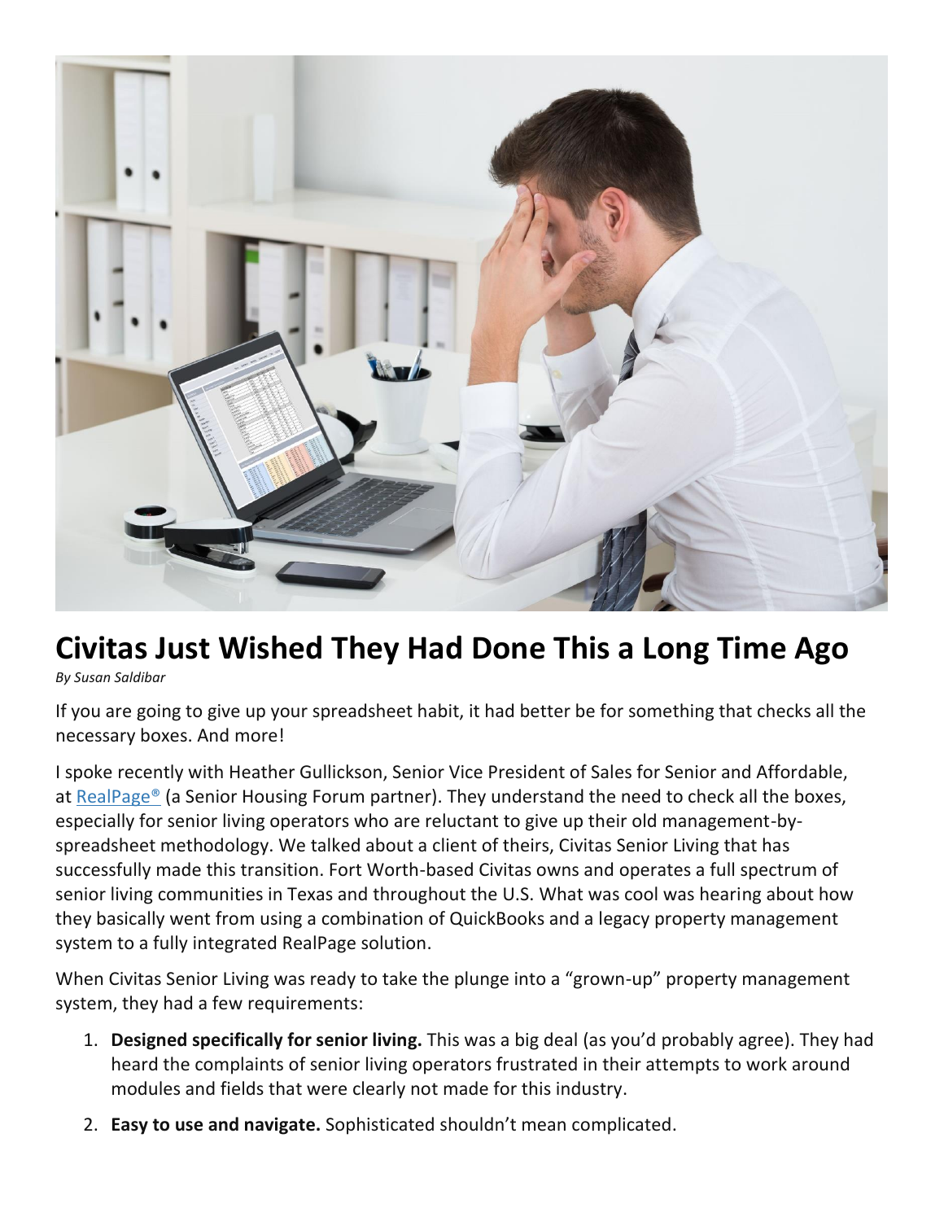# Civitas Just Wished They Had Done This a Long Time Ago

*By Susan Saldibar*

If you are going to give up your spreadsheet habit, it had better be for something that checks all the necessary boxes. And more!

I spoke recently with Heather Gullickson, Senior Vice President of Sales for Senior and Affordable, at [RealPage®](RealPage®) (a Senior Housing Forum partner). They understand the need to check all the boxes, especially for senior living operators who are reluctant to give up their old management-by-spreadsheet methodology. We talked about a client of theirs, Civitas Senior Living that has successfully made this transition. Fort Worth-based Civitas owns and operates a full spectrum of senior living communities in Texas and throughout the U.S. What was cool was hearing about how they basically went from using a combination of QuickBooks and a legacy property management system to a fully integrated RealPage solution.

When Civitas Senior Living was ready to take the plunge into a "grown-up" property management system, they had a few requirements:

1. **Designed specifically for senior living.** This was a big deal (as you'd probably agree). They had heard the complaints of senior living operators frustrated in their attempts to work around modules and fields that were clearly not made for this industry.
2. **Easy to use and navigate.** Sophisticated shouldn't mean complicated.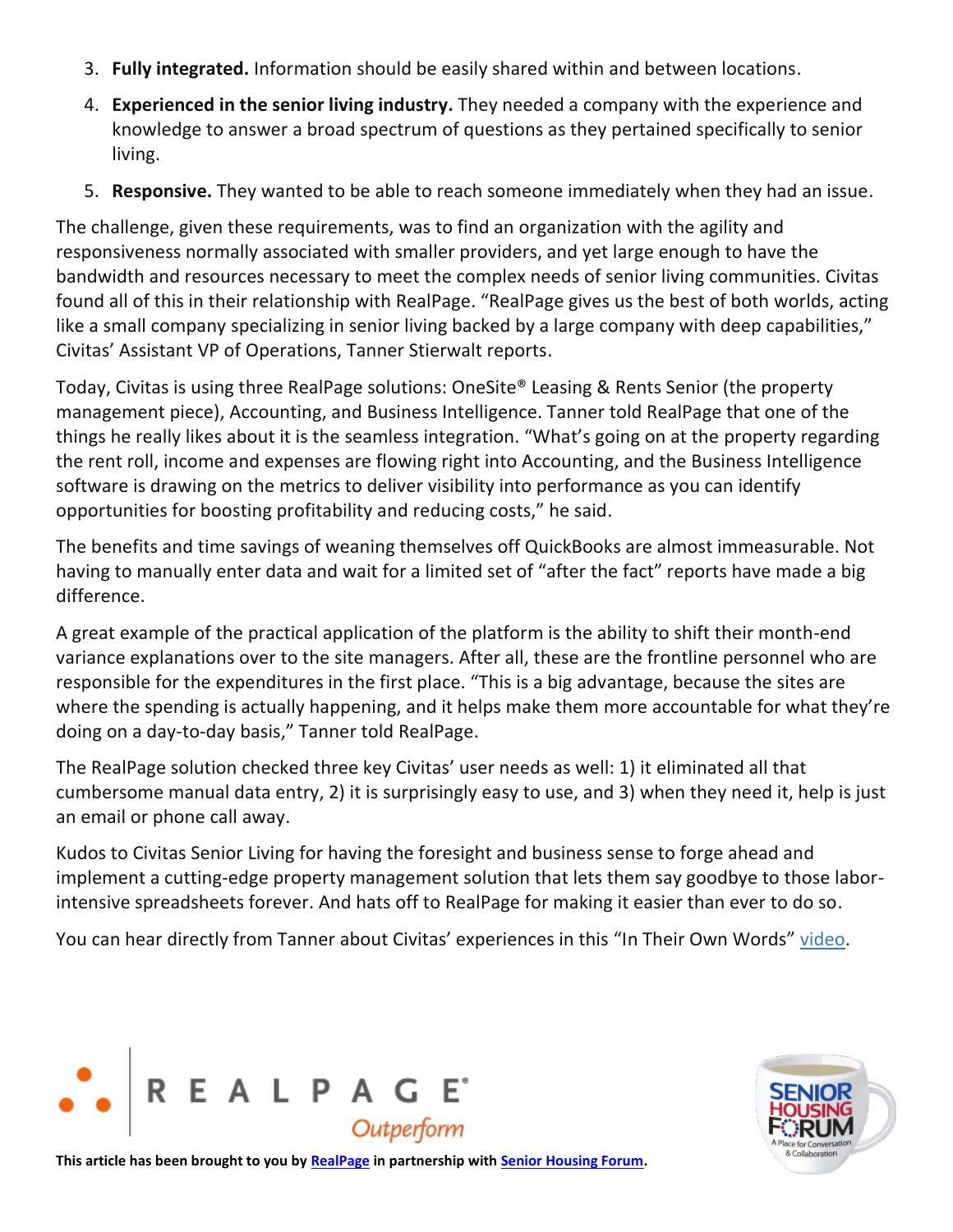3. **Fully integrated.** Information should be easily shared within and between locations.
4. **Experienced in the senior living industry.** They needed a company with the experience and knowledge to answer a broad spectrum of questions as they pertained specifically to senior living.
5. **Responsive.** They wanted to be able to reach someone immediately when they had an issue.

The challenge, given these requirements, was to find an organization with the agility and responsiveness normally associated with smaller providers, and yet large enough to have the bandwidth and resources necessary to meet the complex needs of senior living communities. Civitas found all of this in their relationship with RealPage. "RealPage gives us the best of both worlds, acting like a small company specializing in senior living backed by a large company with deep capabilities," Civitas' Assistant VP of Operations, Tanner Stierwalt reports.

Today, Civitas is using three RealPage solutions: OneSite® Leasing & Rents Senior (the property management piece), Accounting, and Business Intelligence. Tanner told RealPage that one of the things he really likes about it is the seamless integration. "What's going on at the property regarding the rent roll, income and expenses are flowing right into Accounting, and the Business Intelligence software is drawing on the metrics to deliver visibility into performance as you can identify opportunities for boosting profitability and reducing costs," he said.

The benefits and time savings of weaning themselves off QuickBooks are almost immeasurable. Not having to manually enter data and wait for a limited set of "after the fact" reports have made a big difference.

A great example of the practical application of the platform is the ability to shift their month-end variance explanations over to the site managers. After all, these are the frontline personnel who are responsible for the expenditures in the first place. "This is a big advantage, because the sites are where the spending is actually happening, and it helps make them more accountable for what they're doing on a day-to-day basis," Tanner told RealPage.

The RealPage solution checked three key Civitas' user needs as well: 1) it eliminated all that cumbersome manual data entry, 2) it is surprisingly easy to use, and 3) when they need it, help is just an email or phone call away.

Kudos to Civitas Senior Living for having the foresight and business sense to forge ahead and implement a cutting-edge property management solution that lets them say goodbye to those labor-intensive spreadsheets forever. And hats off to RealPage for making it easier than ever to do so.

You can hear directly from Tanner about Civitas' experiences in this "In Their Own Words" video.

REALPAGE® Outperform

SENIOR HOUSING FORUM A Place for Conversation & Collaboration

**This article has been brought to you by RealPage in partnership with Senior Housing Forum.**